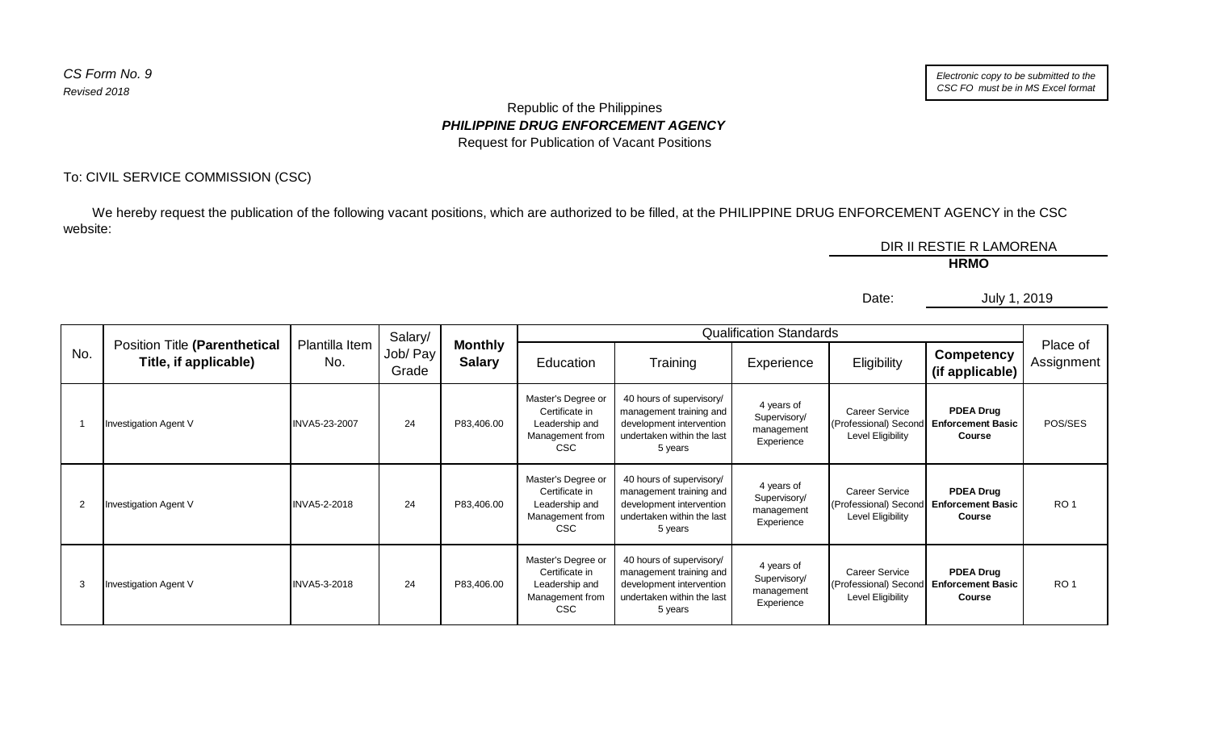*CS Form No. 9*
*Revised 2018*

*Electronic copy to be submitted to the CSC FO must be in MS Excel format*

Republic of the Philippines
***PHILIPPINE DRUG ENFORCEMENT AGENCY***
Request for Publication of Vacant Positions

To: CIVIL SERVICE COMMISSION (CSC)

We hereby request the publication of the following vacant positions, which are authorized to be filled, at the PHILIPPINE DRUG ENFORCEMENT AGENCY in the CSC website:

DIR II RESTIE R LAMORENA
**HRMO**

Date: July 1, 2019

| No. | Position Title **(Parenthetical Title, if applicable)** | Plantilla Item No. | Salary/ Job/ Pay Grade | **Monthly Salary** | Qualification Standards | | | | | Place of Assignment |
|---|---|---|---|---|---|---|---|---|---|---|
| | | | | | Education | Training | Experience | Eligibility | **Competency (if applicable)** | |
| 1 | Investigation Agent V | INVA5-23-2007 | 24 | P83,406.00 | Master's Degree or Certificate in Leadership and Management from CSC | 40 hours of supervisory/ management training and development intervention undertaken within the last 5 years | 4 years of Supervisory/ management Experience | Career Service (Professional) Second Level Eligibility | **PDEA Drug Enforcement Basic Course** | POS/SES |
| 2 | Investigation Agent V | INVA5-2-2018 | 24 | P83,406.00 | Master's Degree or Certificate in Leadership and Management from CSC | 40 hours of supervisory/ management training and development intervention undertaken within the last 5 years | 4 years of Supervisory/ management Experience | Career Service (Professional) Second Level Eligibility | **PDEA Drug Enforcement Basic Course** | RO 1 |
| 3 | Investigation Agent V | INVA5-3-2018 | 24 | P83,406.00 | Master's Degree or Certificate in Leadership and Management from CSC | 40 hours of supervisory/ management training and development intervention undertaken within the last 5 years | 4 years of Supervisory/ management Experience | Career Service (Professional) Second Level Eligibility | **PDEA Drug Enforcement Basic Course** | RO 1 |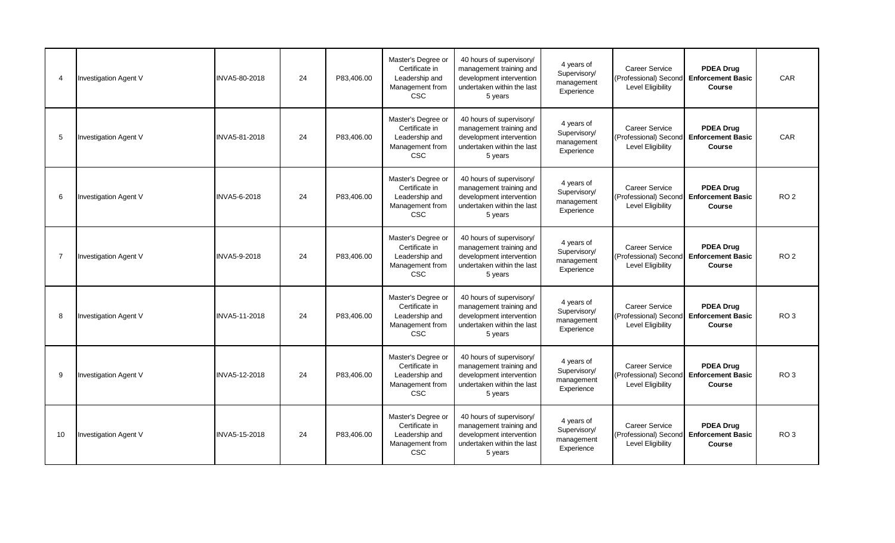| 4 | Investigation Agent V | INVA5-80-2018 | 24 | P83,406.00 | Master's Degree or Certificate in Leadership and Management from CSC | 40 hours of supervisory/ management training and development intervention undertaken within the last 5 years | 4 years of Supervisory/ management Experience | Career Service (Professional) Second Level Eligibility | **PDEA Drug Enforcement Basic Course** | CAR |
|---|---|---|---|---|---|---|---|---|---|---|
| 5 | Investigation Agent V | INVA5-81-2018 | 24 | P83,406.00 | Master's Degree or Certificate in Leadership and Management from CSC | 40 hours of supervisory/ management training and development intervention undertaken within the last 5 years | 4 years of Supervisory/ management Experience | Career Service (Professional) Second Level Eligibility | **PDEA Drug Enforcement Basic Course** | CAR |
| 6 | Investigation Agent V | INVA5-6-2018 | 24 | P83,406.00 | Master's Degree or Certificate in Leadership and Management from CSC | 40 hours of supervisory/ management training and development intervention undertaken within the last 5 years | 4 years of Supervisory/ management Experience | Career Service (Professional) Second Level Eligibility | **PDEA Drug Enforcement Basic Course** | RO 2 |
| 7 | Investigation Agent V | INVA5-9-2018 | 24 | P83,406.00 | Master's Degree or Certificate in Leadership and Management from CSC | 40 hours of supervisory/ management training and development intervention undertaken within the last 5 years | 4 years of Supervisory/ management Experience | Career Service (Professional) Second Level Eligibility | **PDEA Drug Enforcement Basic Course** | RO 2 |
| 8 | Investigation Agent V | INVA5-11-2018 | 24 | P83,406.00 | Master's Degree or Certificate in Leadership and Management from CSC | 40 hours of supervisory/ management training and development intervention undertaken within the last 5 years | 4 years of Supervisory/ management Experience | Career Service (Professional) Second Level Eligibility | **PDEA Drug Enforcement Basic Course** | RO 3 |
| 9 | Investigation Agent V | INVA5-12-2018 | 24 | P83,406.00 | Master's Degree or Certificate in Leadership and Management from CSC | 40 hours of supervisory/ management training and development intervention undertaken within the last 5 years | 4 years of Supervisory/ management Experience | Career Service (Professional) Second Level Eligibility | **PDEA Drug Enforcement Basic Course** | RO 3 |
| 10 | Investigation Agent V | INVA5-15-2018 | 24 | P83,406.00 | Master's Degree or Certificate in Leadership and Management from CSC | 40 hours of supervisory/ management training and development intervention undertaken within the last 5 years | 4 years of Supervisory/ management Experience | Career Service (Professional) Second Level Eligibility | **PDEA Drug Enforcement Basic Course** | RO 3 |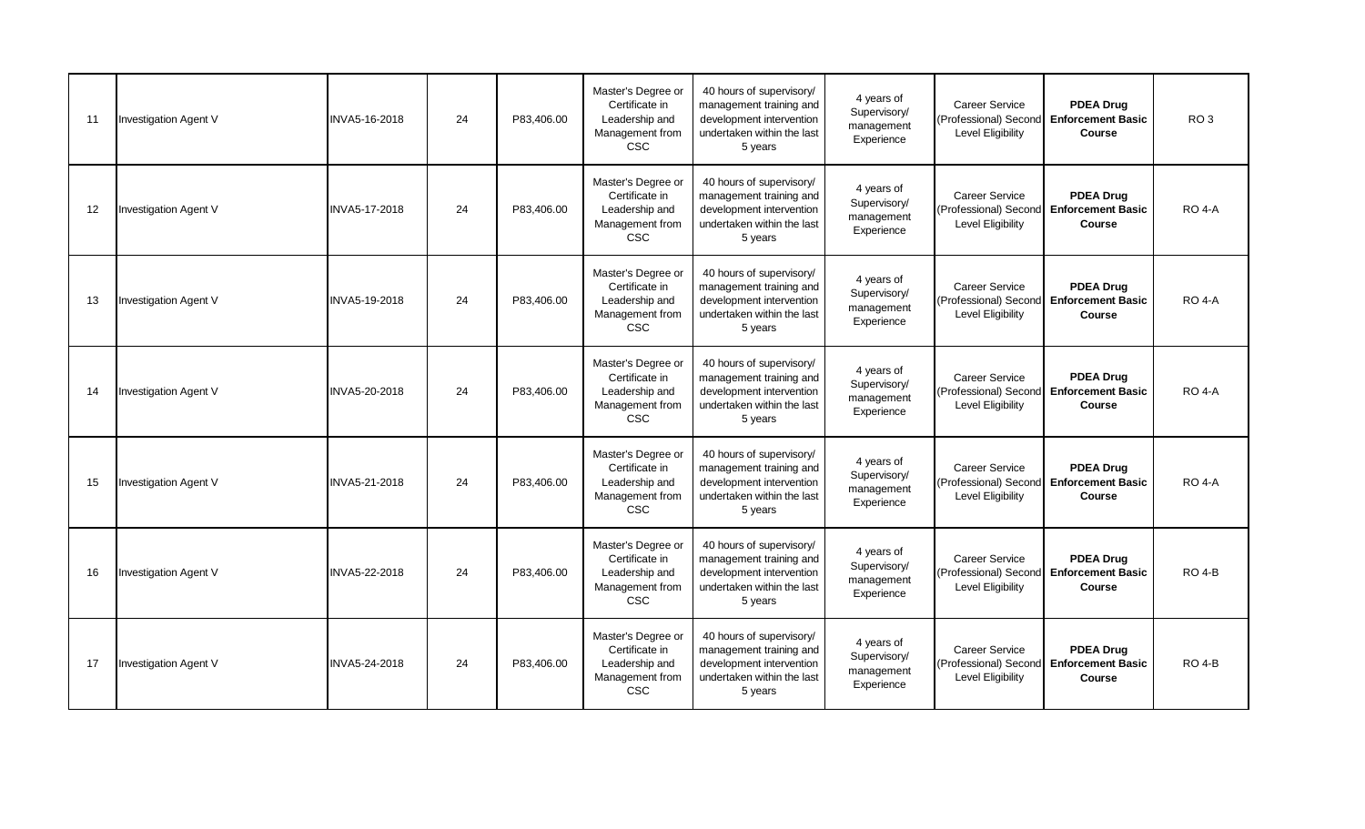| | | | | | | | | | | |
|---|---|---|---|---|---|---|---|---|---|---|
| 11 | Investigation Agent V | INVA5-16-2018 | 24 | P83,406.00 | Master's Degree or Certificate in Leadership and Management from CSC | 40 hours of supervisory/ management training and development intervention undertaken within the last 5 years | 4 years of Supervisory/ management Experience | Career Service (Professional) Second Level Eligibility | **PDEA Drug Enforcement Basic Course** | RO 3 |
| 12 | Investigation Agent V | INVA5-17-2018 | 24 | P83,406.00 | Master's Degree or Certificate in Leadership and Management from CSC | 40 hours of supervisory/ management training and development intervention undertaken within the last 5 years | 4 years of Supervisory/ management Experience | Career Service (Professional) Second Level Eligibility | **PDEA Drug Enforcement Basic Course** | RO 4-A |
| 13 | Investigation Agent V | INVA5-19-2018 | 24 | P83,406.00 | Master's Degree or Certificate in Leadership and Management from CSC | 40 hours of supervisory/ management training and development intervention undertaken within the last 5 years | 4 years of Supervisory/ management Experience | Career Service (Professional) Second Level Eligibility | **PDEA Drug Enforcement Basic Course** | RO 4-A |
| 14 | Investigation Agent V | INVA5-20-2018 | 24 | P83,406.00 | Master's Degree or Certificate in Leadership and Management from CSC | 40 hours of supervisory/ management training and development intervention undertaken within the last 5 years | 4 years of Supervisory/ management Experience | Career Service (Professional) Second Level Eligibility | **PDEA Drug Enforcement Basic Course** | RO 4-A |
| 15 | Investigation Agent V | INVA5-21-2018 | 24 | P83,406.00 | Master's Degree or Certificate in Leadership and Management from CSC | 40 hours of supervisory/ management training and development intervention undertaken within the last 5 years | 4 years of Supervisory/ management Experience | Career Service (Professional) Second Level Eligibility | **PDEA Drug Enforcement Basic Course** | RO 4-A |
| 16 | Investigation Agent V | INVA5-22-2018 | 24 | P83,406.00 | Master's Degree or Certificate in Leadership and Management from CSC | 40 hours of supervisory/ management training and development intervention undertaken within the last 5 years | 4 years of Supervisory/ management Experience | Career Service (Professional) Second Level Eligibility | **PDEA Drug Enforcement Basic Course** | RO 4-B |
| 17 | Investigation Agent V | INVA5-24-2018 | 24 | P83,406.00 | Master's Degree or Certificate in Leadership and Management from CSC | 40 hours of supervisory/ management training and development intervention undertaken within the last 5 years | 4 years of Supervisory/ management Experience | Career Service (Professional) Second Level Eligibility | **PDEA Drug Enforcement Basic Course** | RO 4-B |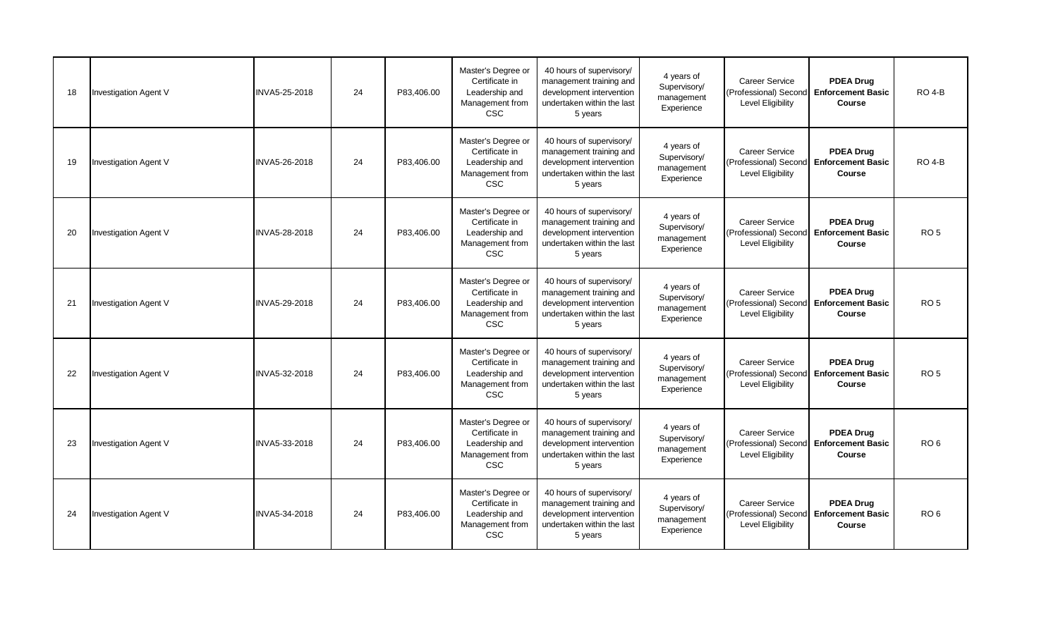| | | | | | | | | | | |
|---|---|---|---|---|---|---|---|---|---|---|
| 18 | Investigation Agent V | INVA5-25-2018 | 24 | P83,406.00 | Master's Degree or Certificate in Leadership and Management from CSC | 40 hours of supervisory/ management training and development intervention undertaken within the last 5 years | 4 years of Supervisory/ management Experience | Career Service (Professional) Second Level Eligibility | **PDEA Drug Enforcement Basic Course** | RO 4-B |
| 19 | Investigation Agent V | INVA5-26-2018 | 24 | P83,406.00 | Master's Degree or Certificate in Leadership and Management from CSC | 40 hours of supervisory/ management training and development intervention undertaken within the last 5 years | 4 years of Supervisory/ management Experience | Career Service (Professional) Second Level Eligibility | **PDEA Drug Enforcement Basic Course** | RO 4-B |
| 20 | Investigation Agent V | INVA5-28-2018 | 24 | P83,406.00 | Master's Degree or Certificate in Leadership and Management from CSC | 40 hours of supervisory/ management training and development intervention undertaken within the last 5 years | 4 years of Supervisory/ management Experience | Career Service (Professional) Second Level Eligibility | **PDEA Drug Enforcement Basic Course** | RO 5 |
| 21 | Investigation Agent V | INVA5-29-2018 | 24 | P83,406.00 | Master's Degree or Certificate in Leadership and Management from CSC | 40 hours of supervisory/ management training and development intervention undertaken within the last 5 years | 4 years of Supervisory/ management Experience | Career Service (Professional) Second Level Eligibility | **PDEA Drug Enforcement Basic Course** | RO 5 |
| 22 | Investigation Agent V | INVA5-32-2018 | 24 | P83,406.00 | Master's Degree or Certificate in Leadership and Management from CSC | 40 hours of supervisory/ management training and development intervention undertaken within the last 5 years | 4 years of Supervisory/ management Experience | Career Service (Professional) Second Level Eligibility | **PDEA Drug Enforcement Basic Course** | RO 5 |
| 23 | Investigation Agent V | INVA5-33-2018 | 24 | P83,406.00 | Master's Degree or Certificate in Leadership and Management from CSC | 40 hours of supervisory/ management training and development intervention undertaken within the last 5 years | 4 years of Supervisory/ management Experience | Career Service (Professional) Second Level Eligibility | **PDEA Drug Enforcement Basic Course** | RO 6 |
| 24 | Investigation Agent V | INVA5-34-2018 | 24 | P83,406.00 | Master's Degree or Certificate in Leadership and Management from CSC | 40 hours of supervisory/ management training and development intervention undertaken within the last 5 years | 4 years of Supervisory/ management Experience | Career Service (Professional) Second Level Eligibility | **PDEA Drug Enforcement Basic Course** | RO 6 |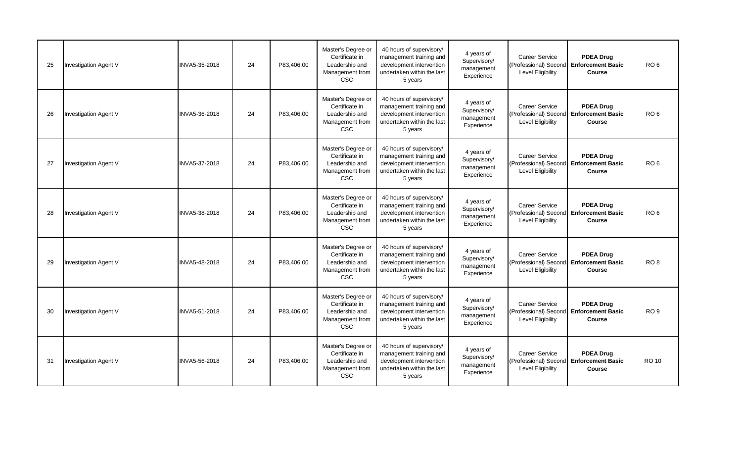| | | | | | | | | | | |
|---|---|---|---|---|---|---|---|---|---|---|
| 25 | Investigation Agent V | INVA5-35-2018 | 24 | P83,406.00 | Master's Degree or Certificate in Leadership and Management from CSC | 40 hours of supervisory/ management training and development intervention undertaken within the last 5 years | 4 years of Supervisory/ management Experience | Career Service (Professional) Second Level Eligibility | **PDEA Drug Enforcement Basic Course** | RO 6 |
| 26 | Investigation Agent V | INVA5-36-2018 | 24 | P83,406.00 | Master's Degree or Certificate in Leadership and Management from CSC | 40 hours of supervisory/ management training and development intervention undertaken within the last 5 years | 4 years of Supervisory/ management Experience | Career Service (Professional) Second Level Eligibility | **PDEA Drug Enforcement Basic Course** | RO 6 |
| 27 | Investigation Agent V | INVA5-37-2018 | 24 | P83,406.00 | Master's Degree or Certificate in Leadership and Management from CSC | 40 hours of supervisory/ management training and development intervention undertaken within the last 5 years | 4 years of Supervisory/ management Experience | Career Service (Professional) Second Level Eligibility | **PDEA Drug Enforcement Basic Course** | RO 6 |
| 28 | Investigation Agent V | INVA5-38-2018 | 24 | P83,406.00 | Master's Degree or Certificate in Leadership and Management from CSC | 40 hours of supervisory/ management training and development intervention undertaken within the last 5 years | 4 years of Supervisory/ management Experience | Career Service (Professional) Second Level Eligibility | **PDEA Drug Enforcement Basic Course** | RO 6 |
| 29 | Investigation Agent V | INVA5-48-2018 | 24 | P83,406.00 | Master's Degree or Certificate in Leadership and Management from CSC | 40 hours of supervisory/ management training and development intervention undertaken within the last 5 years | 4 years of Supervisory/ management Experience | Career Service (Professional) Second Level Eligibility | **PDEA Drug Enforcement Basic Course** | RO 8 |
| 30 | Investigation Agent V | INVA5-51-2018 | 24 | P83,406.00 | Master's Degree or Certificate in Leadership and Management from CSC | 40 hours of supervisory/ management training and development intervention undertaken within the last 5 years | 4 years of Supervisory/ management Experience | Career Service (Professional) Second Level Eligibility | **PDEA Drug Enforcement Basic Course** | RO 9 |
| 31 | Investigation Agent V | INVA5-56-2018 | 24 | P83,406.00 | Master's Degree or Certificate in Leadership and Management from CSC | 40 hours of supervisory/ management training and development intervention undertaken within the last 5 years | 4 years of Supervisory/ management Experience | Career Service (Professional) Second Level Eligibility | **PDEA Drug Enforcement Basic Course** | RO 10 |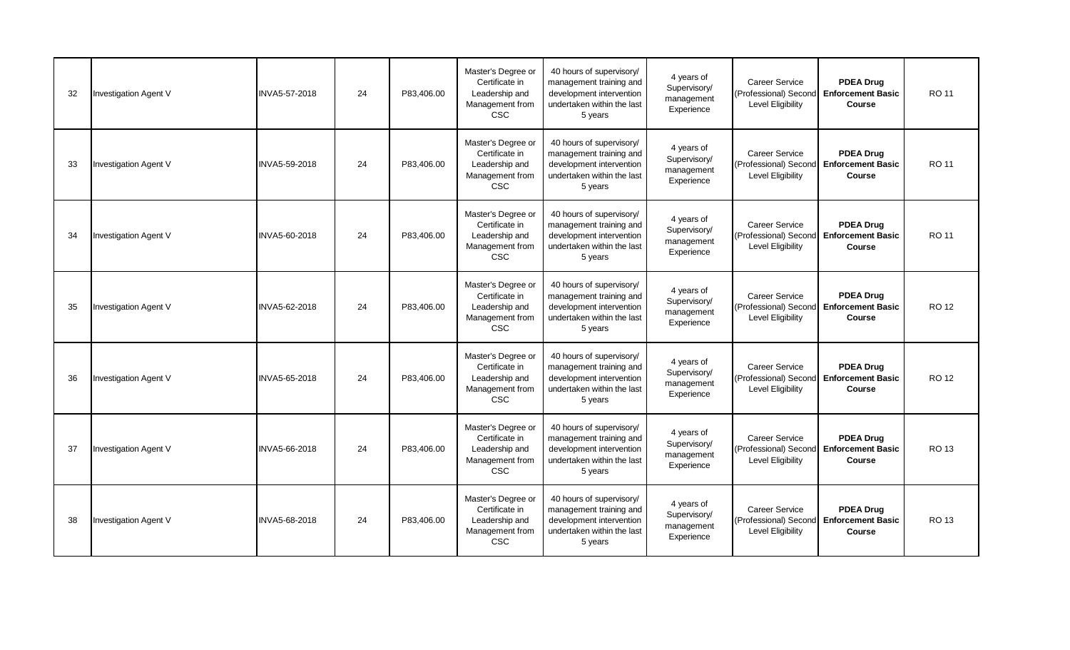| 32 | Investigation Agent V | INVA5-57-2018 | 24 | P83,406.00 | Master's Degree or Certificate in Leadership and Management from CSC | 40 hours of supervisory/ management training and development intervention undertaken within the last 5 years | 4 years of Supervisory/ management Experience | Career Service (Professional) Second Level Eligibility | **PDEA Drug Enforcement Basic Course** | RO 11 |
|---|---|---|---|---|---|---|---|---|---|---|
| 33 | Investigation Agent V | INVA5-59-2018 | 24 | P83,406.00 | Master's Degree or Certificate in Leadership and Management from CSC | 40 hours of supervisory/ management training and development intervention undertaken within the last 5 years | 4 years of Supervisory/ management Experience | Career Service (Professional) Second Level Eligibility | **PDEA Drug Enforcement Basic Course** | RO 11 |
| 34 | Investigation Agent V | INVA5-60-2018 | 24 | P83,406.00 | Master's Degree or Certificate in Leadership and Management from CSC | 40 hours of supervisory/ management training and development intervention undertaken within the last 5 years | 4 years of Supervisory/ management Experience | Career Service (Professional) Second Level Eligibility | **PDEA Drug Enforcement Basic Course** | RO 11 |
| 35 | Investigation Agent V | INVA5-62-2018 | 24 | P83,406.00 | Master's Degree or Certificate in Leadership and Management from CSC | 40 hours of supervisory/ management training and development intervention undertaken within the last 5 years | 4 years of Supervisory/ management Experience | Career Service (Professional) Second Level Eligibility | **PDEA Drug Enforcement Basic Course** | RO 12 |
| 36 | Investigation Agent V | INVA5-65-2018 | 24 | P83,406.00 | Master's Degree or Certificate in Leadership and Management from CSC | 40 hours of supervisory/ management training and development intervention undertaken within the last 5 years | 4 years of Supervisory/ management Experience | Career Service (Professional) Second Level Eligibility | **PDEA Drug Enforcement Basic Course** | RO 12 |
| 37 | Investigation Agent V | INVA5-66-2018 | 24 | P83,406.00 | Master's Degree or Certificate in Leadership and Management from CSC | 40 hours of supervisory/ management training and development intervention undertaken within the last 5 years | 4 years of Supervisory/ management Experience | Career Service (Professional) Second Level Eligibility | **PDEA Drug Enforcement Basic Course** | RO 13 |
| 38 | Investigation Agent V | INVA5-68-2018 | 24 | P83,406.00 | Master's Degree or Certificate in Leadership and Management from CSC | 40 hours of supervisory/ management training and development intervention undertaken within the last 5 years | 4 years of Supervisory/ management Experience | Career Service (Professional) Second Level Eligibility | **PDEA Drug Enforcement Basic Course** | RO 13 |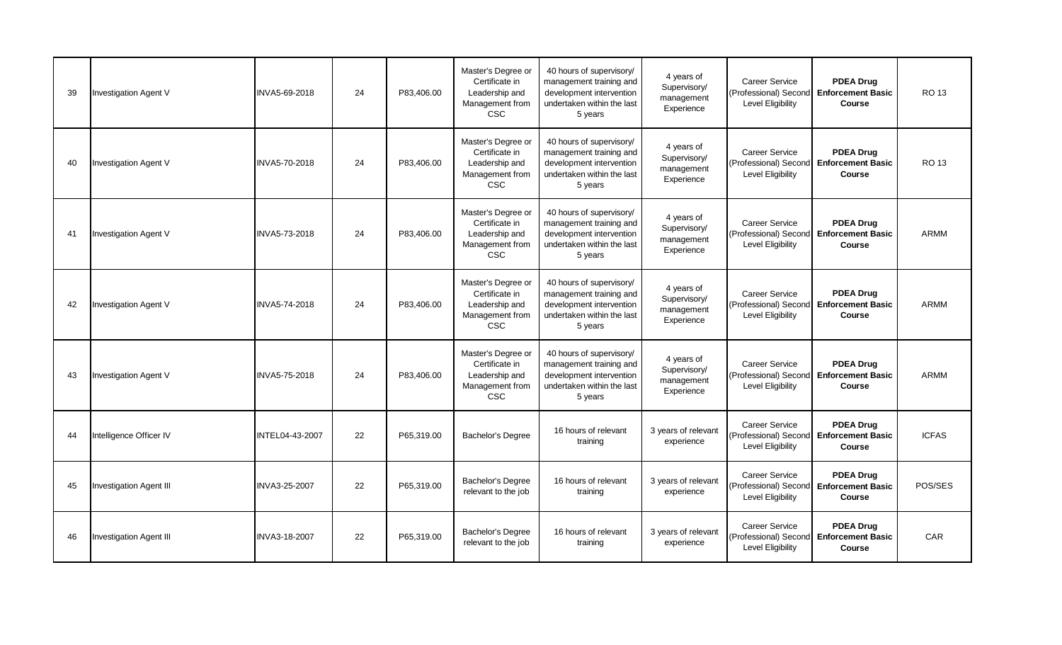| | | | | | | | | | | |
|---|---|---|---|---|---|---|---|---|---|---|
| 39 | Investigation Agent V | INVA5-69-2018 | 24 | P83,406.00 | Master's Degree or Certificate in Leadership and Management from CSC | 40 hours of supervisory/ management training and development intervention undertaken within the last 5 years | 4 years of Supervisory/ management Experience | Career Service (Professional) Second Level Eligibility | **PDEA Drug Enforcement Basic Course** | RO 13 |
| 40 | Investigation Agent V | INVA5-70-2018 | 24 | P83,406.00 | Master's Degree or Certificate in Leadership and Management from CSC | 40 hours of supervisory/ management training and development intervention undertaken within the last 5 years | 4 years of Supervisory/ management Experience | Career Service (Professional) Second Level Eligibility | **PDEA Drug Enforcement Basic Course** | RO 13 |
| 41 | Investigation Agent V | INVA5-73-2018 | 24 | P83,406.00 | Master's Degree or Certificate in Leadership and Management from CSC | 40 hours of supervisory/ management training and development intervention undertaken within the last 5 years | 4 years of Supervisory/ management Experience | Career Service (Professional) Second Level Eligibility | **PDEA Drug Enforcement Basic Course** | ARMM |
| 42 | Investigation Agent V | INVA5-74-2018 | 24 | P83,406.00 | Master's Degree or Certificate in Leadership and Management from CSC | 40 hours of supervisory/ management training and development intervention undertaken within the last 5 years | 4 years of Supervisory/ management Experience | Career Service (Professional) Second Level Eligibility | **PDEA Drug Enforcement Basic Course** | ARMM |
| 43 | Investigation Agent V | INVA5-75-2018 | 24 | P83,406.00 | Master's Degree or Certificate in Leadership and Management from CSC | 40 hours of supervisory/ management training and development intervention undertaken within the last 5 years | 4 years of Supervisory/ management Experience | Career Service (Professional) Second Level Eligibility | **PDEA Drug Enforcement Basic Course** | ARMM |
| 44 | Intelligence Officer IV | INTEL04-43-2007 | 22 | P65,319.00 | Bachelor's Degree | 16 hours of relevant training | 3 years of relevant experience | Career Service (Professional) Second Level Eligibility | **PDEA Drug Enforcement Basic Course** | ICFAS |
| 45 | Investigation Agent III | INVA3-25-2007 | 22 | P65,319.00 | Bachelor's Degree relevant to the job | 16 hours of relevant training | 3 years of relevant experience | Career Service (Professional) Second Level Eligibility | **PDEA Drug Enforcement Basic Course** | POS/SES |
| 46 | Investigation Agent III | INVA3-18-2007 | 22 | P65,319.00 | Bachelor's Degree relevant to the job | 16 hours of relevant training | 3 years of relevant experience | Career Service (Professional) Second Level Eligibility | **PDEA Drug Enforcement Basic Course** | CAR |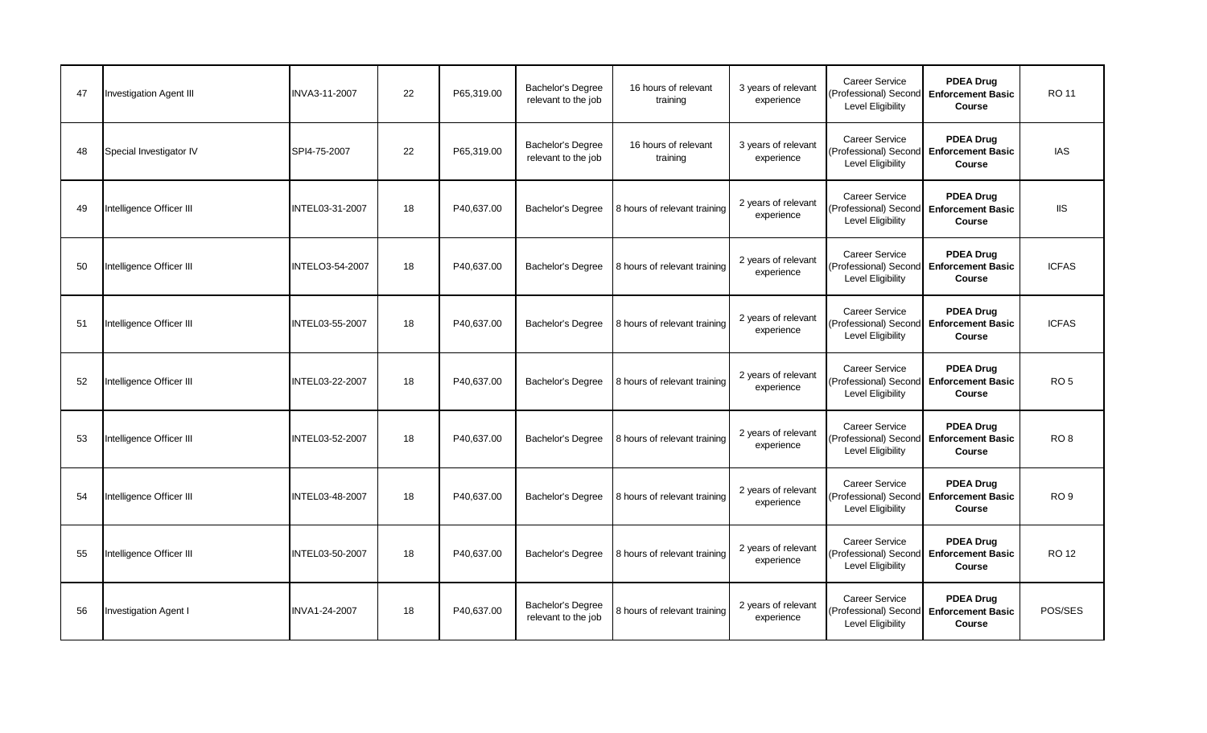| | | | | | | | | | | |
|---|---|---|---|---|---|---|---|---|---|---|
| 47 | Investigation Agent III | INVA3-11-2007 | 22 | P65,319.00 | Bachelor's Degree relevant to the job | 16 hours of relevant training | 3 years of relevant experience | Career Service (Professional) Second Level Eligibility | **PDEA Drug Enforcement Basic Course** | RO 11 |
| 48 | Special Investigator IV | SPI4-75-2007 | 22 | P65,319.00 | Bachelor's Degree relevant to the job | 16 hours of relevant training | 3 years of relevant experience | Career Service (Professional) Second Level Eligibility | **PDEA Drug Enforcement Basic Course** | IAS |
| 49 | Intelligence Officer III | INTEL03-31-2007 | 18 | P40,637.00 | Bachelor's Degree | 8 hours of relevant training | 2 years of relevant experience | Career Service (Professional) Second Level Eligibility | **PDEA Drug Enforcement Basic Course** | IIS |
| 50 | Intelligence Officer III | INTELO3-54-2007 | 18 | P40,637.00 | Bachelor's Degree | 8 hours of relevant training | 2 years of relevant experience | Career Service (Professional) Second Level Eligibility | **PDEA Drug Enforcement Basic Course** | ICFAS |
| 51 | Intelligence Officer III | INTEL03-55-2007 | 18 | P40,637.00 | Bachelor's Degree | 8 hours of relevant training | 2 years of relevant experience | Career Service (Professional) Second Level Eligibility | **PDEA Drug Enforcement Basic Course** | ICFAS |
| 52 | Intelligence Officer III | INTEL03-22-2007 | 18 | P40,637.00 | Bachelor's Degree | 8 hours of relevant training | 2 years of relevant experience | Career Service (Professional) Second Level Eligibility | **PDEA Drug Enforcement Basic Course** | RO 5 |
| 53 | Intelligence Officer III | INTEL03-52-2007 | 18 | P40,637.00 | Bachelor's Degree | 8 hours of relevant training | 2 years of relevant experience | Career Service (Professional) Second Level Eligibility | **PDEA Drug Enforcement Basic Course** | RO 8 |
| 54 | Intelligence Officer III | INTEL03-48-2007 | 18 | P40,637.00 | Bachelor's Degree | 8 hours of relevant training | 2 years of relevant experience | Career Service (Professional) Second Level Eligibility | **PDEA Drug Enforcement Basic Course** | RO 9 |
| 55 | Intelligence Officer III | INTEL03-50-2007 | 18 | P40,637.00 | Bachelor's Degree | 8 hours of relevant training | 2 years of relevant experience | Career Service (Professional) Second Level Eligibility | **PDEA Drug Enforcement Basic Course** | RO 12 |
| 56 | Investigation Agent I | INVA1-24-2007 | 18 | P40,637.00 | Bachelor's Degree relevant to the job | 8 hours of relevant training | 2 years of relevant experience | Career Service (Professional) Second Level Eligibility | **PDEA Drug Enforcement Basic Course** | POS/SES |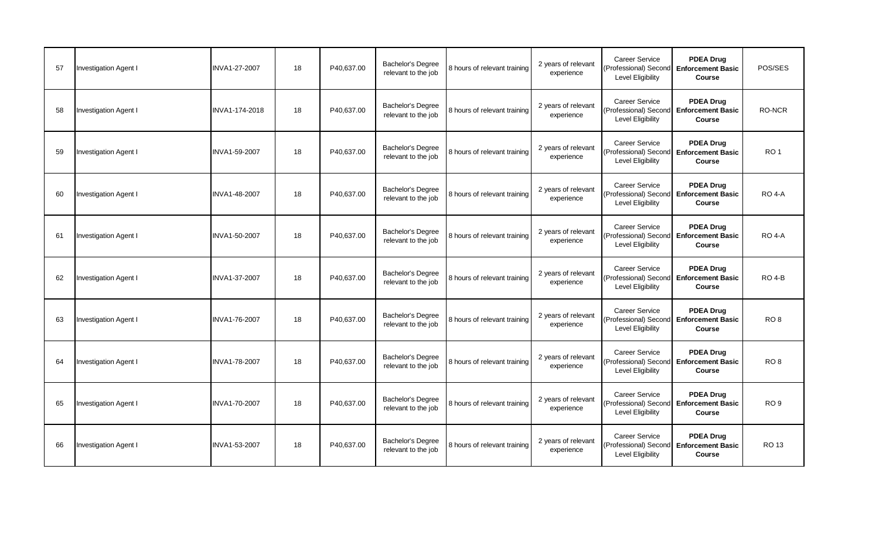| | | | | | | | | | | |
|---|---|---|---|---|---|---|---|---|---|---|
| 57 | Investigation Agent I | INVA1-27-2007 | 18 | P40,637.00 | Bachelor's Degree relevant to the job | 8 hours of relevant training | 2 years of relevant experience | Career Service (Professional) Second Level Eligibility | **PDEA Drug Enforcement Basic Course** | POS/SES |
| 58 | Investigation Agent I | INVA1-174-2018 | 18 | P40,637.00 | Bachelor's Degree relevant to the job | 8 hours of relevant training | 2 years of relevant experience | Career Service (Professional) Second Level Eligibility | **PDEA Drug Enforcement Basic Course** | RO-NCR |
| 59 | Investigation Agent I | INVA1-59-2007 | 18 | P40,637.00 | Bachelor's Degree relevant to the job | 8 hours of relevant training | 2 years of relevant experience | Career Service (Professional) Second Level Eligibility | **PDEA Drug Enforcement Basic Course** | RO 1 |
| 60 | Investigation Agent I | INVA1-48-2007 | 18 | P40,637.00 | Bachelor's Degree relevant to the job | 8 hours of relevant training | 2 years of relevant experience | Career Service (Professional) Second Level Eligibility | **PDEA Drug Enforcement Basic Course** | RO 4-A |
| 61 | Investigation Agent I | INVA1-50-2007 | 18 | P40,637.00 | Bachelor's Degree relevant to the job | 8 hours of relevant training | 2 years of relevant experience | Career Service (Professional) Second Level Eligibility | **PDEA Drug Enforcement Basic Course** | RO 4-A |
| 62 | Investigation Agent I | INVA1-37-2007 | 18 | P40,637.00 | Bachelor's Degree relevant to the job | 8 hours of relevant training | 2 years of relevant experience | Career Service (Professional) Second Level Eligibility | **PDEA Drug Enforcement Basic Course** | RO 4-B |
| 63 | Investigation Agent I | INVA1-76-2007 | 18 | P40,637.00 | Bachelor's Degree relevant to the job | 8 hours of relevant training | 2 years of relevant experience | Career Service (Professional) Second Level Eligibility | **PDEA Drug Enforcement Basic Course** | RO 8 |
| 64 | Investigation Agent I | INVA1-78-2007 | 18 | P40,637.00 | Bachelor's Degree relevant to the job | 8 hours of relevant training | 2 years of relevant experience | Career Service (Professional) Second Level Eligibility | **PDEA Drug Enforcement Basic Course** | RO 8 |
| 65 | Investigation Agent I | INVA1-70-2007 | 18 | P40,637.00 | Bachelor's Degree relevant to the job | 8 hours of relevant training | 2 years of relevant experience | Career Service (Professional) Second Level Eligibility | **PDEA Drug Enforcement Basic Course** | RO 9 |
| 66 | Investigation Agent I | INVA1-53-2007 | 18 | P40,637.00 | Bachelor's Degree relevant to the job | 8 hours of relevant training | 2 years of relevant experience | Career Service (Professional) Second Level Eligibility | **PDEA Drug Enforcement Basic Course** | RO 13 |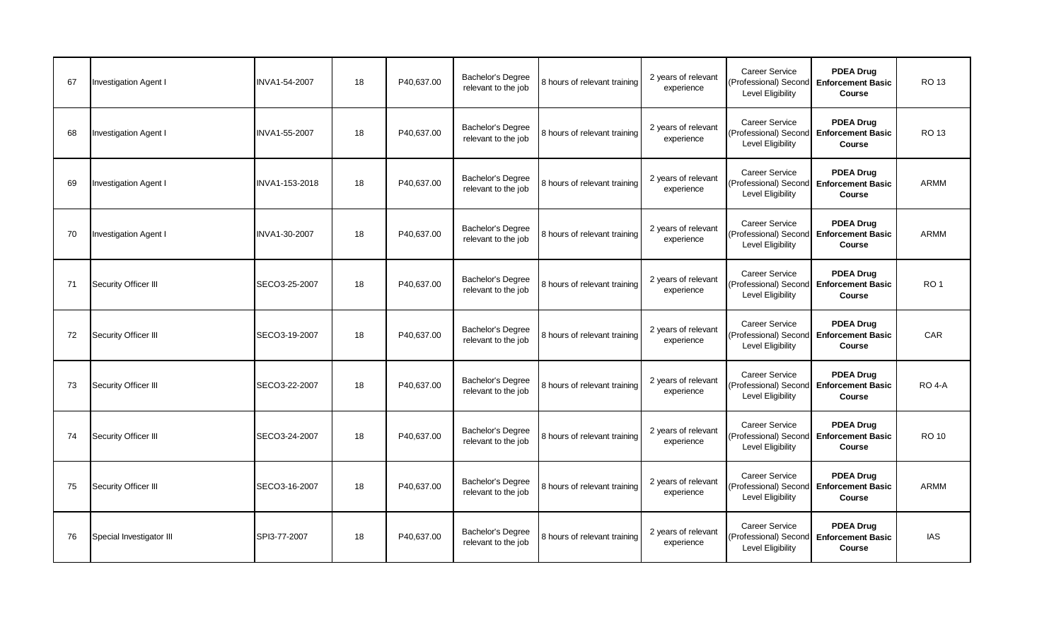| | | | | | | | | | | |
|---|---|---|---|---|---|---|---|---|---|---|
| 67 | Investigation Agent I | INVA1-54-2007 | 18 | P40,637.00 | Bachelor's Degree relevant to the job | 8 hours of relevant training | 2 years of relevant experience | Career Service (Professional) Second Level Eligibility | **PDEA Drug Enforcement Basic Course** | RO 13 |
| 68 | Investigation Agent I | INVA1-55-2007 | 18 | P40,637.00 | Bachelor's Degree relevant to the job | 8 hours of relevant training | 2 years of relevant experience | Career Service (Professional) Second Level Eligibility | **PDEA Drug Enforcement Basic Course** | RO 13 |
| 69 | Investigation Agent I | INVA1-153-2018 | 18 | P40,637.00 | Bachelor's Degree relevant to the job | 8 hours of relevant training | 2 years of relevant experience | Career Service (Professional) Second Level Eligibility | **PDEA Drug Enforcement Basic Course** | ARMM |
| 70 | Investigation Agent I | INVA1-30-2007 | 18 | P40,637.00 | Bachelor's Degree relevant to the job | 8 hours of relevant training | 2 years of relevant experience | Career Service (Professional) Second Level Eligibility | **PDEA Drug Enforcement Basic Course** | ARMM |
| 71 | Security Officer III | SECO3-25-2007 | 18 | P40,637.00 | Bachelor's Degree relevant to the job | 8 hours of relevant training | 2 years of relevant experience | Career Service (Professional) Second Level Eligibility | **PDEA Drug Enforcement Basic Course** | RO 1 |
| 72 | Security Officer III | SECO3-19-2007 | 18 | P40,637.00 | Bachelor's Degree relevant to the job | 8 hours of relevant training | 2 years of relevant experience | Career Service (Professional) Second Level Eligibility | **PDEA Drug Enforcement Basic Course** | CAR |
| 73 | Security Officer III | SECO3-22-2007 | 18 | P40,637.00 | Bachelor's Degree relevant to the job | 8 hours of relevant training | 2 years of relevant experience | Career Service (Professional) Second Level Eligibility | **PDEA Drug Enforcement Basic Course** | RO 4-A |
| 74 | Security Officer III | SECO3-24-2007 | 18 | P40,637.00 | Bachelor's Degree relevant to the job | 8 hours of relevant training | 2 years of relevant experience | Career Service (Professional) Second Level Eligibility | **PDEA Drug Enforcement Basic Course** | RO 10 |
| 75 | Security Officer III | SECO3-16-2007 | 18 | P40,637.00 | Bachelor's Degree relevant to the job | 8 hours of relevant training | 2 years of relevant experience | Career Service (Professional) Second Level Eligibility | **PDEA Drug Enforcement Basic Course** | ARMM |
| 76 | Special Investigator III | SPI3-77-2007 | 18 | P40,637.00 | Bachelor's Degree relevant to the job | 8 hours of relevant training | 2 years of relevant experience | Career Service (Professional) Second Level Eligibility | **PDEA Drug Enforcement Basic Course** | IAS |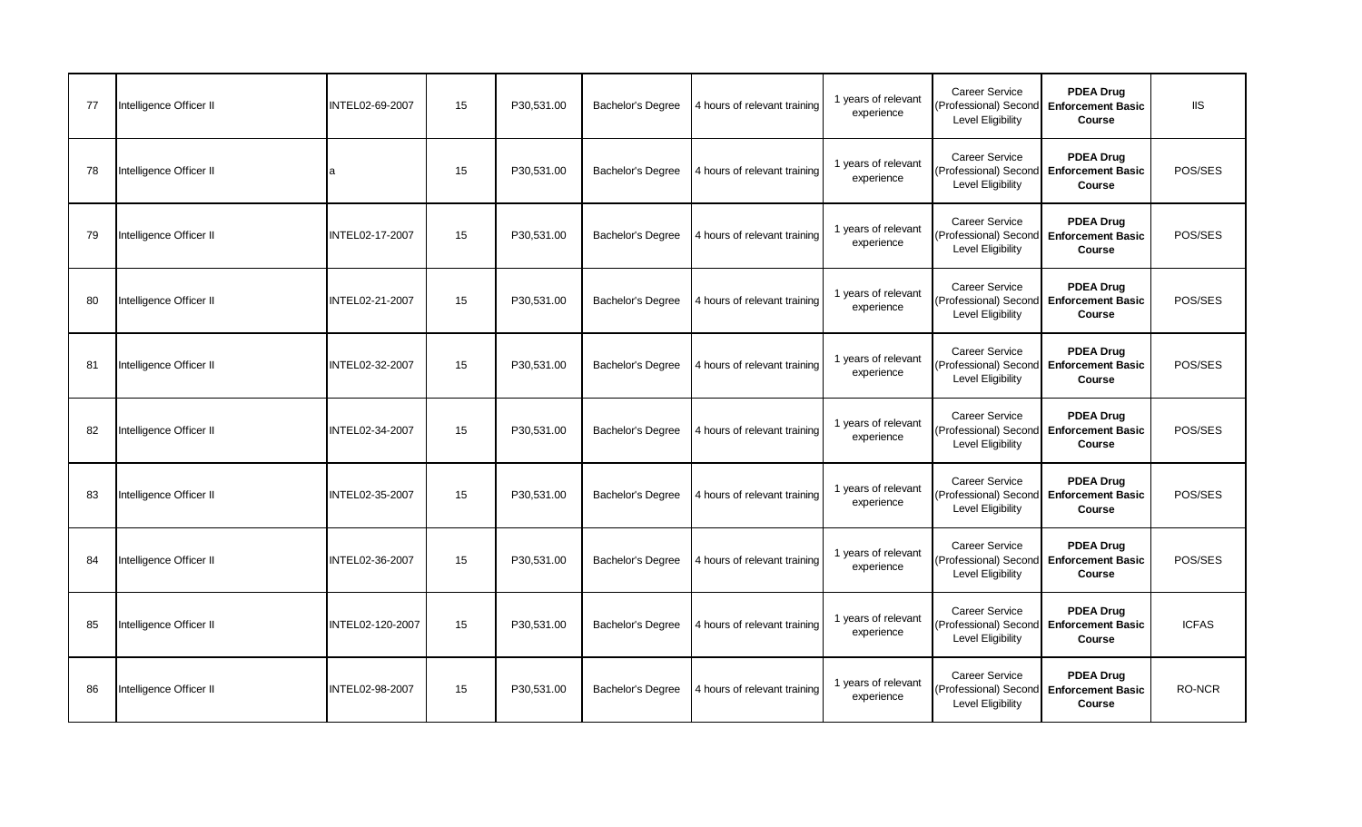| 77 | Intelligence Officer II | INTEL02-69-2007 | 15 | P30,531.00 | Bachelor's Degree | 4 hours of relevant training | 1 years of relevant experience | Career Service (Professional) Second Level Eligibility | **PDEA Drug Enforcement Basic Course** | IIS |
|---|---|---|---|---|---|---|---|---|---|---|
| 78 | Intelligence Officer II | a | 15 | P30,531.00 | Bachelor's Degree | 4 hours of relevant training | 1 years of relevant experience | Career Service (Professional) Second Level Eligibility | **PDEA Drug Enforcement Basic Course** | POS/SES |
| 79 | Intelligence Officer II | INTEL02-17-2007 | 15 | P30,531.00 | Bachelor's Degree | 4 hours of relevant training | 1 years of relevant experience | Career Service (Professional) Second Level Eligibility | **PDEA Drug Enforcement Basic Course** | POS/SES |
| 80 | Intelligence Officer II | INTEL02-21-2007 | 15 | P30,531.00 | Bachelor's Degree | 4 hours of relevant training | 1 years of relevant experience | Career Service (Professional) Second Level Eligibility | **PDEA Drug Enforcement Basic Course** | POS/SES |
| 81 | Intelligence Officer II | INTEL02-32-2007 | 15 | P30,531.00 | Bachelor's Degree | 4 hours of relevant training | 1 years of relevant experience | Career Service (Professional) Second Level Eligibility | **PDEA Drug Enforcement Basic Course** | POS/SES |
| 82 | Intelligence Officer II | INTEL02-34-2007 | 15 | P30,531.00 | Bachelor's Degree | 4 hours of relevant training | 1 years of relevant experience | Career Service (Professional) Second Level Eligibility | **PDEA Drug Enforcement Basic Course** | POS/SES |
| 83 | Intelligence Officer II | INTEL02-35-2007 | 15 | P30,531.00 | Bachelor's Degree | 4 hours of relevant training | 1 years of relevant experience | Career Service (Professional) Second Level Eligibility | **PDEA Drug Enforcement Basic Course** | POS/SES |
| 84 | Intelligence Officer II | INTEL02-36-2007 | 15 | P30,531.00 | Bachelor's Degree | 4 hours of relevant training | 1 years of relevant experience | Career Service (Professional) Second Level Eligibility | **PDEA Drug Enforcement Basic Course** | POS/SES |
| 85 | Intelligence Officer II | INTEL02-120-2007 | 15 | P30,531.00 | Bachelor's Degree | 4 hours of relevant training | 1 years of relevant experience | Career Service (Professional) Second Level Eligibility | **PDEA Drug Enforcement Basic Course** | ICFAS |
| 86 | Intelligence Officer II | INTEL02-98-2007 | 15 | P30,531.00 | Bachelor's Degree | 4 hours of relevant training | 1 years of relevant experience | Career Service (Professional) Second Level Eligibility | **PDEA Drug Enforcement Basic Course** | RO-NCR |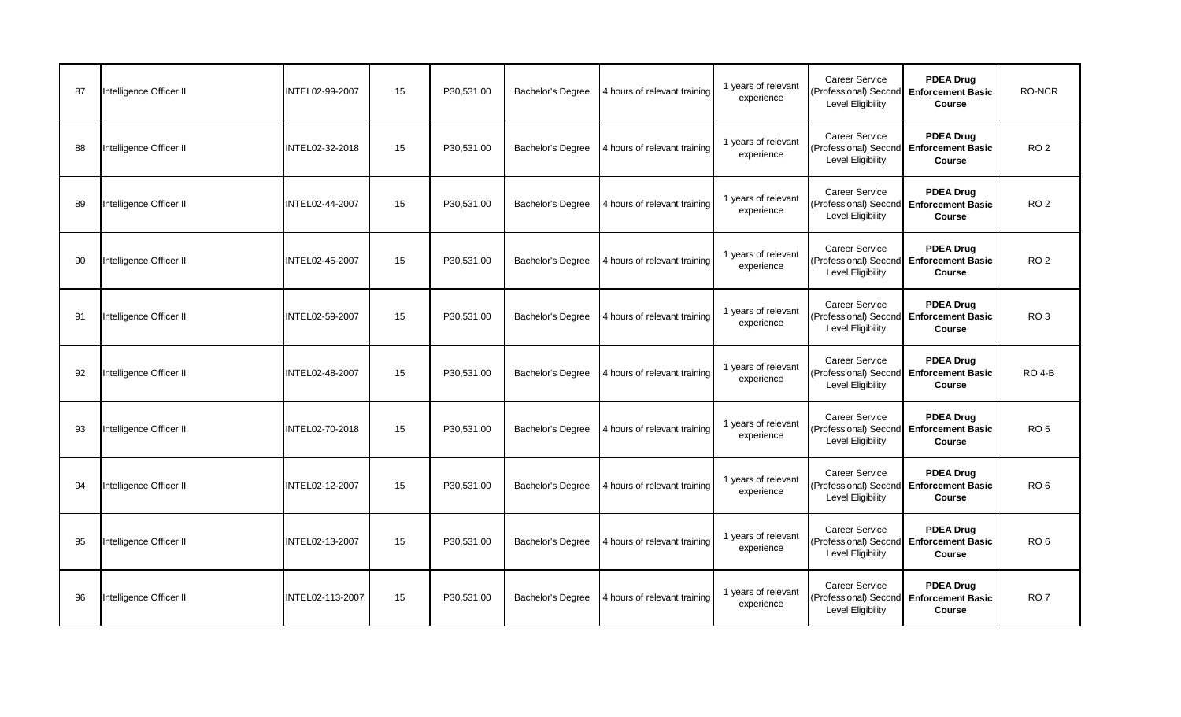| | | | | | | | | | | |
|---|---|---|---|---|---|---|---|---|---|---|
| 87 | Intelligence Officer II | INTEL02-99-2007 | 15 | P30,531.00 | Bachelor's Degree | 4 hours of relevant training | 1 years of relevant experience | Career Service (Professional) Second Level Eligibility | **PDEA Drug Enforcement Basic Course** | RO-NCR |
| 88 | Intelligence Officer II | INTEL02-32-2018 | 15 | P30,531.00 | Bachelor's Degree | 4 hours of relevant training | 1 years of relevant experience | Career Service (Professional) Second Level Eligibility | **PDEA Drug Enforcement Basic Course** | RO 2 |
| 89 | Intelligence Officer II | INTEL02-44-2007 | 15 | P30,531.00 | Bachelor's Degree | 4 hours of relevant training | 1 years of relevant experience | Career Service (Professional) Second Level Eligibility | **PDEA Drug Enforcement Basic Course** | RO 2 |
| 90 | Intelligence Officer II | INTEL02-45-2007 | 15 | P30,531.00 | Bachelor's Degree | 4 hours of relevant training | 1 years of relevant experience | Career Service (Professional) Second Level Eligibility | **PDEA Drug Enforcement Basic Course** | RO 2 |
| 91 | Intelligence Officer II | INTEL02-59-2007 | 15 | P30,531.00 | Bachelor's Degree | 4 hours of relevant training | 1 years of relevant experience | Career Service (Professional) Second Level Eligibility | **PDEA Drug Enforcement Basic Course** | RO 3 |
| 92 | Intelligence Officer II | INTEL02-48-2007 | 15 | P30,531.00 | Bachelor's Degree | 4 hours of relevant training | 1 years of relevant experience | Career Service (Professional) Second Level Eligibility | **PDEA Drug Enforcement Basic Course** | RO 4-B |
| 93 | Intelligence Officer II | INTEL02-70-2018 | 15 | P30,531.00 | Bachelor's Degree | 4 hours of relevant training | 1 years of relevant experience | Career Service (Professional) Second Level Eligibility | **PDEA Drug Enforcement Basic Course** | RO 5 |
| 94 | Intelligence Officer II | INTEL02-12-2007 | 15 | P30,531.00 | Bachelor's Degree | 4 hours of relevant training | 1 years of relevant experience | Career Service (Professional) Second Level Eligibility | **PDEA Drug Enforcement Basic Course** | RO 6 |
| 95 | Intelligence Officer II | INTEL02-13-2007 | 15 | P30,531.00 | Bachelor's Degree | 4 hours of relevant training | 1 years of relevant experience | Career Service (Professional) Second Level Eligibility | **PDEA Drug Enforcement Basic Course** | RO 6 |
| 96 | Intelligence Officer II | INTEL02-113-2007 | 15 | P30,531.00 | Bachelor's Degree | 4 hours of relevant training | 1 years of relevant experience | Career Service (Professional) Second Level Eligibility | **PDEA Drug Enforcement Basic Course** | RO 7 |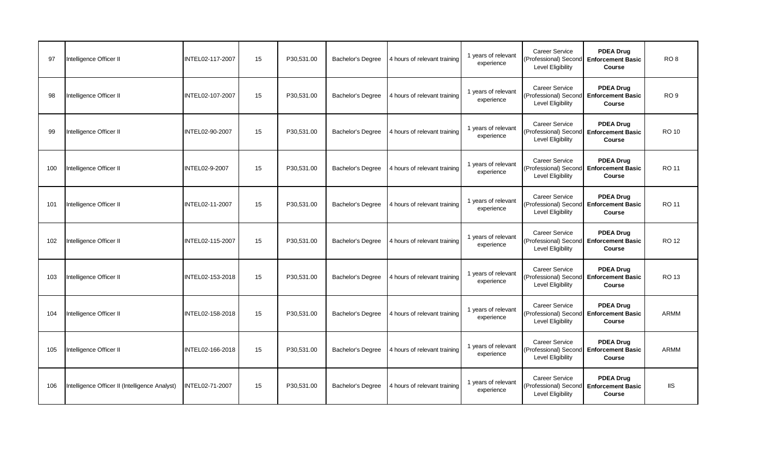| | | | | | | | | | | |
|---|---|---|---|---|---|---|---|---|---|---|
| 97 | Intelligence Officer II | INTEL02-117-2007 | 15 | P30,531.00 | Bachelor's Degree | 4 hours of relevant training | 1 years of relevant experience | Career Service (Professional) Second Level Eligibility | **PDEA Drug Enforcement Basic Course** | RO 8 |
| 98 | Intelligence Officer II | INTEL02-107-2007 | 15 | P30,531.00 | Bachelor's Degree | 4 hours of relevant training | 1 years of relevant experience | Career Service (Professional) Second Level Eligibility | **PDEA Drug Enforcement Basic Course** | RO 9 |
| 99 | Intelligence Officer II | INTEL02-90-2007 | 15 | P30,531.00 | Bachelor's Degree | 4 hours of relevant training | 1 years of relevant experience | Career Service (Professional) Second Level Eligibility | **PDEA Drug Enforcement Basic Course** | RO 10 |
| 100 | Intelligence Officer II | INTEL02-9-2007 | 15 | P30,531.00 | Bachelor's Degree | 4 hours of relevant training | 1 years of relevant experience | Career Service (Professional) Second Level Eligibility | **PDEA Drug Enforcement Basic Course** | RO 11 |
| 101 | Intelligence Officer II | INTEL02-11-2007 | 15 | P30,531.00 | Bachelor's Degree | 4 hours of relevant training | 1 years of relevant experience | Career Service (Professional) Second Level Eligibility | **PDEA Drug Enforcement Basic Course** | RO 11 |
| 102 | Intelligence Officer II | INTEL02-115-2007 | 15 | P30,531.00 | Bachelor's Degree | 4 hours of relevant training | 1 years of relevant experience | Career Service (Professional) Second Level Eligibility | **PDEA Drug Enforcement Basic Course** | RO 12 |
| 103 | Intelligence Officer II | INTEL02-153-2018 | 15 | P30,531.00 | Bachelor's Degree | 4 hours of relevant training | 1 years of relevant experience | Career Service (Professional) Second Level Eligibility | **PDEA Drug Enforcement Basic Course** | RO 13 |
| 104 | Intelligence Officer II | INTEL02-158-2018 | 15 | P30,531.00 | Bachelor's Degree | 4 hours of relevant training | 1 years of relevant experience | Career Service (Professional) Second Level Eligibility | **PDEA Drug Enforcement Basic Course** | ARMM |
| 105 | Intelligence Officer II | INTEL02-166-2018 | 15 | P30,531.00 | Bachelor's Degree | 4 hours of relevant training | 1 years of relevant experience | Career Service (Professional) Second Level Eligibility | **PDEA Drug Enforcement Basic Course** | ARMM |
| 106 | Intelligence Officer II (Intelligence Analyst) | INTEL02-71-2007 | 15 | P30,531.00 | Bachelor's Degree | 4 hours of relevant training | 1 years of relevant experience | Career Service (Professional) Second Level Eligibility | **PDEA Drug Enforcement Basic Course** | IIS |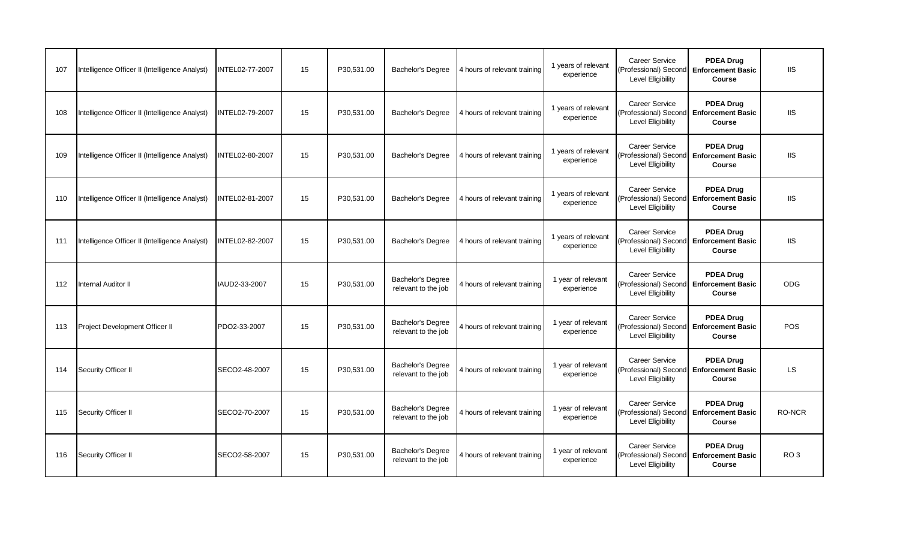| | | | | | | | | | | |
|---|---|---|---|---|---|---|---|---|---|---|
| 107 | Intelligence Officer II (Intelligence Analyst) | INTEL02-77-2007 | 15 | P30,531.00 | Bachelor's Degree | 4 hours of relevant training | 1 years of relevant experience | Career Service (Professional) Second Level Eligibility | **PDEA Drug Enforcement Basic Course** | IIS |
| 108 | Intelligence Officer II (Intelligence Analyst) | INTEL02-79-2007 | 15 | P30,531.00 | Bachelor's Degree | 4 hours of relevant training | 1 years of relevant experience | Career Service (Professional) Second Level Eligibility | **PDEA Drug Enforcement Basic Course** | IIS |
| 109 | Intelligence Officer II (Intelligence Analyst) | INTEL02-80-2007 | 15 | P30,531.00 | Bachelor's Degree | 4 hours of relevant training | 1 years of relevant experience | Career Service (Professional) Second Level Eligibility | **PDEA Drug Enforcement Basic Course** | IIS |
| 110 | Intelligence Officer II (Intelligence Analyst) | INTEL02-81-2007 | 15 | P30,531.00 | Bachelor's Degree | 4 hours of relevant training | 1 years of relevant experience | Career Service (Professional) Second Level Eligibility | **PDEA Drug Enforcement Basic Course** | IIS |
| 111 | Intelligence Officer II (Intelligence Analyst) | INTEL02-82-2007 | 15 | P30,531.00 | Bachelor's Degree | 4 hours of relevant training | 1 years of relevant experience | Career Service (Professional) Second Level Eligibility | **PDEA Drug Enforcement Basic Course** | IIS |
| 112 | Internal Auditor II | IAUD2-33-2007 | 15 | P30,531.00 | Bachelor's Degree relevant to the job | 4 hours of relevant training | 1 year of relevant experience | Career Service (Professional) Second Level Eligibility | **PDEA Drug Enforcement Basic Course** | ODG |
| 113 | Project Development Officer II | PDO2-33-2007 | 15 | P30,531.00 | Bachelor's Degree relevant to the job | 4 hours of relevant training | 1 year of relevant experience | Career Service (Professional) Second Level Eligibility | **PDEA Drug Enforcement Basic Course** | POS |
| 114 | Security Officer II | SECO2-48-2007 | 15 | P30,531.00 | Bachelor's Degree relevant to the job | 4 hours of relevant training | 1 year of relevant experience | Career Service (Professional) Second Level Eligibility | **PDEA Drug Enforcement Basic Course** | LS |
| 115 | Security Officer II | SECO2-70-2007 | 15 | P30,531.00 | Bachelor's Degree relevant to the job | 4 hours of relevant training | 1 year of relevant experience | Career Service (Professional) Second Level Eligibility | **PDEA Drug Enforcement Basic Course** | RO-NCR |
| 116 | Security Officer II | SECO2-58-2007 | 15 | P30,531.00 | Bachelor's Degree relevant to the job | 4 hours of relevant training | 1 year of relevant experience | Career Service (Professional) Second Level Eligibility | **PDEA Drug Enforcement Basic Course** | RO 3 |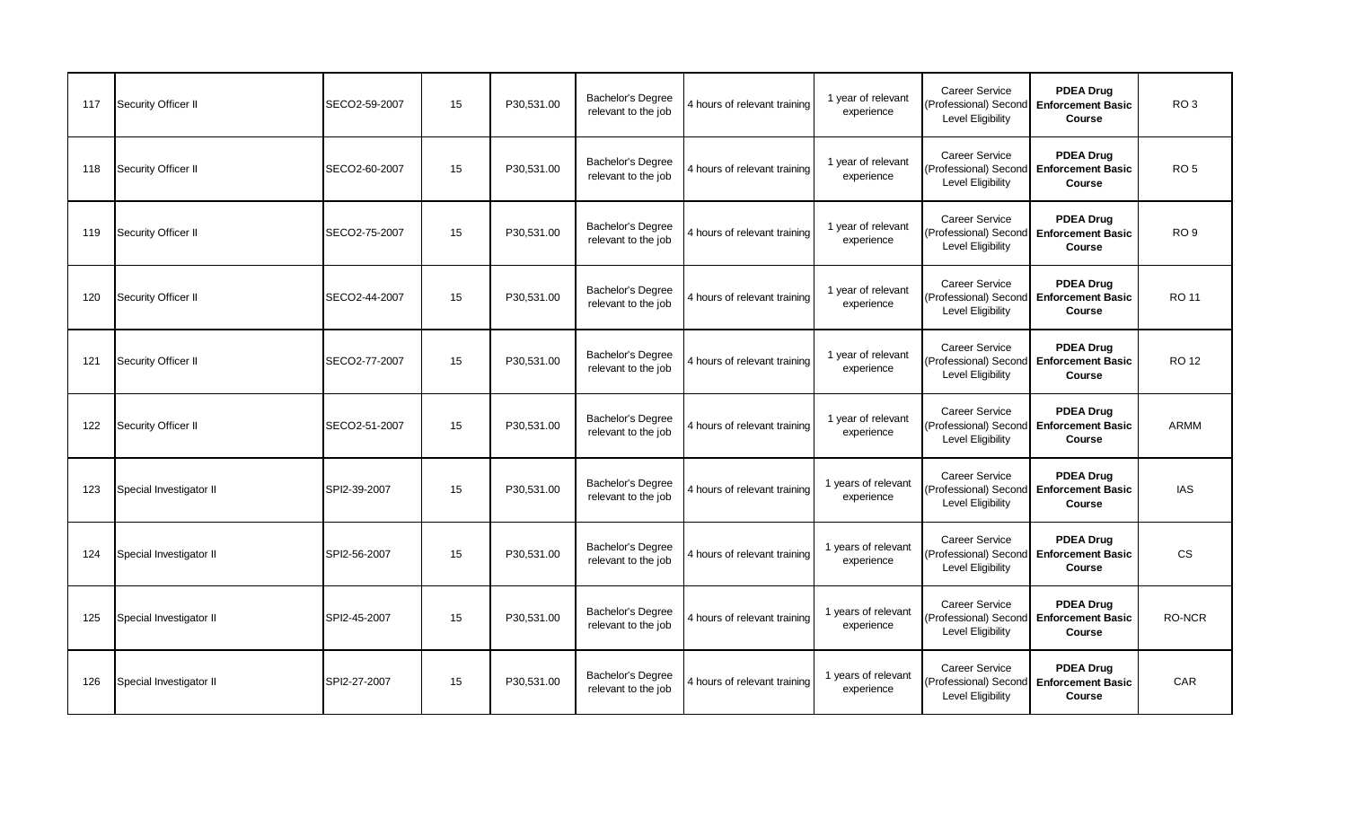| 117 | Security Officer II | SECO2-59-2007 | 15 | P30,531.00 | Bachelor's Degree relevant to the job | 4 hours of relevant training | 1 year of relevant experience | Career Service (Professional) Second Level Eligibility | **PDEA Drug Enforcement Basic Course** | RO 3 |
|---|---|---|---|---|---|---|---|---|---|---|
| 118 | Security Officer II | SECO2-60-2007 | 15 | P30,531.00 | Bachelor's Degree relevant to the job | 4 hours of relevant training | 1 year of relevant experience | Career Service (Professional) Second Level Eligibility | **PDEA Drug Enforcement Basic Course** | RO 5 |
| 119 | Security Officer II | SECO2-75-2007 | 15 | P30,531.00 | Bachelor's Degree relevant to the job | 4 hours of relevant training | 1 year of relevant experience | Career Service (Professional) Second Level Eligibility | **PDEA Drug Enforcement Basic Course** | RO 9 |
| 120 | Security Officer II | SECO2-44-2007 | 15 | P30,531.00 | Bachelor's Degree relevant to the job | 4 hours of relevant training | 1 year of relevant experience | Career Service (Professional) Second Level Eligibility | **PDEA Drug Enforcement Basic Course** | RO 11 |
| 121 | Security Officer II | SECO2-77-2007 | 15 | P30,531.00 | Bachelor's Degree relevant to the job | 4 hours of relevant training | 1 year of relevant experience | Career Service (Professional) Second Level Eligibility | **PDEA Drug Enforcement Basic Course** | RO 12 |
| 122 | Security Officer II | SECO2-51-2007 | 15 | P30,531.00 | Bachelor's Degree relevant to the job | 4 hours of relevant training | 1 year of relevant experience | Career Service (Professional) Second Level Eligibility | **PDEA Drug Enforcement Basic Course** | ARMM |
| 123 | Special Investigator II | SPI2-39-2007 | 15 | P30,531.00 | Bachelor's Degree relevant to the job | 4 hours of relevant training | 1 years of relevant experience | Career Service (Professional) Second Level Eligibility | **PDEA Drug Enforcement Basic Course** | IAS |
| 124 | Special Investigator II | SPI2-56-2007 | 15 | P30,531.00 | Bachelor's Degree relevant to the job | 4 hours of relevant training | 1 years of relevant experience | Career Service (Professional) Second Level Eligibility | **PDEA Drug Enforcement Basic Course** | CS |
| 125 | Special Investigator II | SPI2-45-2007 | 15 | P30,531.00 | Bachelor's Degree relevant to the job | 4 hours of relevant training | 1 years of relevant experience | Career Service (Professional) Second Level Eligibility | **PDEA Drug Enforcement Basic Course** | RO-NCR |
| 126 | Special Investigator II | SPI2-27-2007 | 15 | P30,531.00 | Bachelor's Degree relevant to the job | 4 hours of relevant training | 1 years of relevant experience | Career Service (Professional) Second Level Eligibility | **PDEA Drug Enforcement Basic Course** | CAR |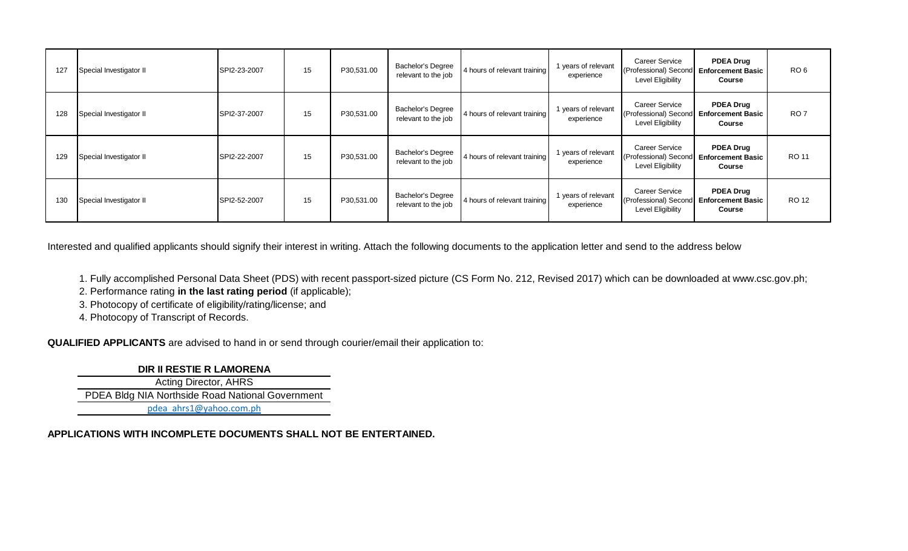| | | | | | | | | | | |
|---|---|---|---|---|---|---|---|---|---|---|
| 127 | Special Investigator II | SPI2-23-2007 | 15 | P30,531.00 | Bachelor's Degree relevant to the job | 4 hours of relevant training | 1 years of relevant experience | Career Service (Professional) Second Level Eligibility | **PDEA Drug Enforcement Basic Course** | RO 6 |
| 128 | Special Investigator II | SPI2-37-2007 | 15 | P30,531.00 | Bachelor's Degree relevant to the job | 4 hours of relevant training | 1 years of relevant experience | Career Service (Professional) Second Level Eligibility | **PDEA Drug Enforcement Basic Course** | RO 7 |
| 129 | Special Investigator II | SPI2-22-2007 | 15 | P30,531.00 | Bachelor's Degree relevant to the job | 4 hours of relevant training | 1 years of relevant experience | Career Service (Professional) Second Level Eligibility | **PDEA Drug Enforcement Basic Course** | RO 11 |
| 130 | Special Investigator II | SPI2-52-2007 | 15 | P30,531.00 | Bachelor's Degree relevant to the job | 4 hours of relevant training | 1 years of relevant experience | Career Service (Professional) Second Level Eligibility | **PDEA Drug Enforcement Basic Course** | RO 12 |

Interested and qualified applicants should signify their interest in writing. Attach the following documents to the application letter and send to the address below

1. Fully accomplished Personal Data Sheet (PDS) with recent passport-sized picture (CS Form No. 212, Revised 2017) which can be downloaded at www.csc.gov.ph;
2. Performance rating **in the last rating period** (if applicable);
3. Photocopy of certificate of eligibility/rating/license; and
4. Photocopy of Transcript of Records.

**QUALIFIED APPLICANTS** are advised to hand in or send through courier/email their application to:

**DIR II RESTIE R LAMORENA**
Acting Director, AHRS
PDEA Bldg NIA Northside Road National Government
pdea_ahrs1@yahoo.com.ph

**APPLICATIONS WITH INCOMPLETE DOCUMENTS SHALL NOT BE ENTERTAINED.**